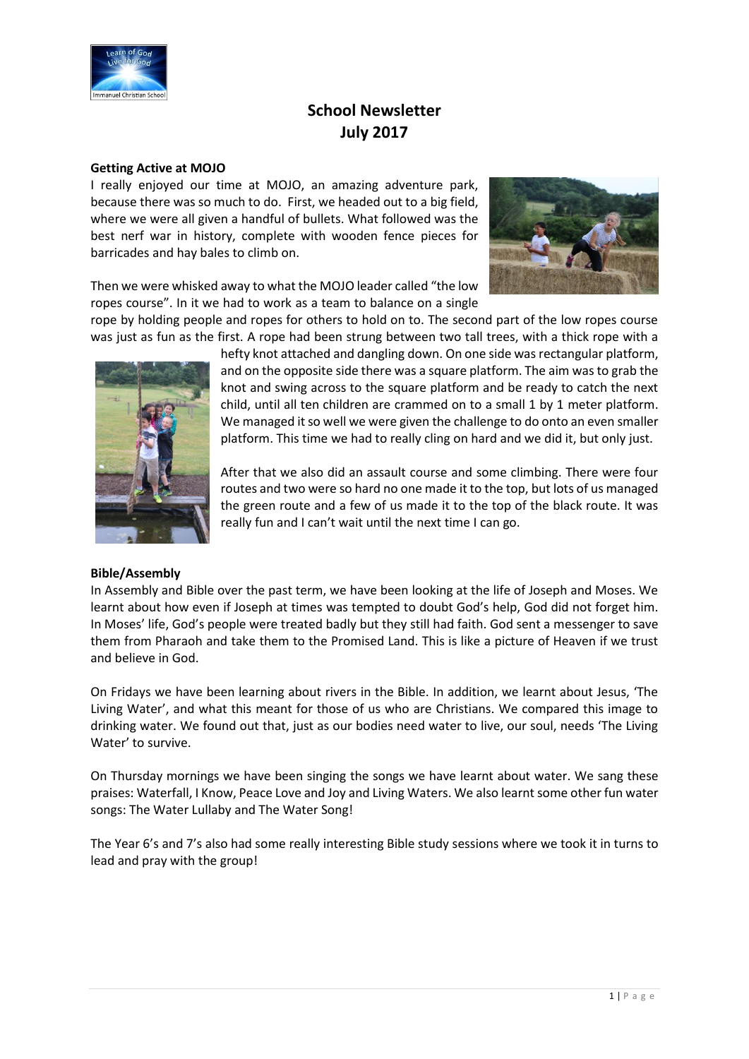# School Newsletter
# July 2017

**Getting Active at MOJO**

I really enjoyed our time at MOJO, an amazing adventure park, because there was so much to do. First, we headed out to a big field, where we were all given a handful of bullets. What followed was the best nerf war in history, complete with wooden fence pieces for barricades and hay bales to climb on.

Then we were whisked away to what the MOJO leader called "the low ropes course". In it we had to work as a team to balance on a single rope by holding people and ropes for others to hold on to. The second part of the low ropes course was just as fun as the first. A rope had been strung between two tall trees, with a thick rope with a hefty knot attached and dangling down. On one side was rectangular platform, and on the opposite side there was a square platform. The aim was to grab the knot and swing across to the square platform and be ready to catch the next child, until all ten children are crammed on to a small 1 by 1 meter platform. We managed it so well we were given the challenge to do onto an even smaller platform. This time we had to really cling on hard and we did it, but only just.

After that we also did an assault course and some climbing. There were four routes and two were so hard no one made it to the top, but lots of us managed the green route and a few of us made it to the top of the black route. It was really fun and I can't wait until the next time I can go.

**Bible/Assembly**

In Assembly and Bible over the past term, we have been looking at the life of Joseph and Moses. We learnt about how even if Joseph at times was tempted to doubt God's help, God did not forget him. In Moses' life, God's people were treated badly but they still had faith. God sent a messenger to save them from Pharaoh and take them to the Promised Land. This is like a picture of Heaven if we trust and believe in God.

On Fridays we have been learning about rivers in the Bible. In addition, we learnt about Jesus, 'The Living Water', and what this meant for those of us who are Christians. We compared this image to drinking water. We found out that, just as our bodies need water to live, our soul, needs 'The Living Water' to survive.

On Thursday mornings we have been singing the songs we have learnt about water. We sang these praises: Waterfall, I Know, Peace Love and Joy and Living Waters. We also learnt some other fun water songs: The Water Lullaby and The Water Song!

The Year 6's and 7's also had some really interesting Bible study sessions where we took it in turns to lead and pray with the group!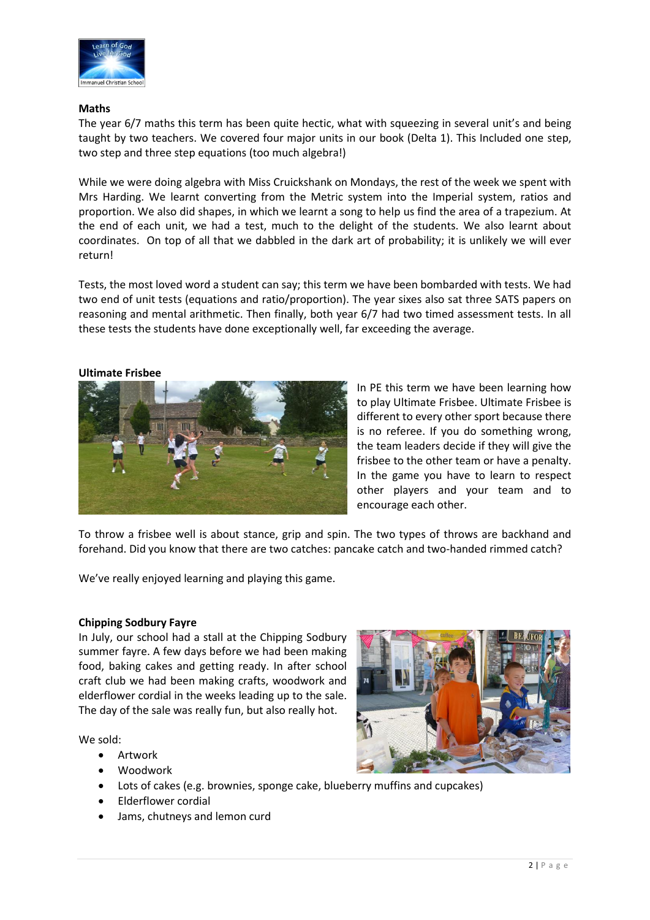## Maths

The year 6/7 maths this term has been quite hectic, what with squeezing in several unit's and being taught by two teachers. We covered four major units in our book (Delta 1). This Included one step, two step and three step equations (too much algebra!)

While we were doing algebra with Miss Cruickshank on Mondays, the rest of the week we spent with Mrs Harding. We learnt converting from the Metric system into the Imperial system, ratios and proportion. We also did shapes, in which we learnt a song to help us find the area of a trapezium. At the end of each unit, we had a test, much to the delight of the students. We also learnt about coordinates. On top of all that we dabbled in the dark art of probability; it is unlikely we will ever return!

Tests, the most loved word a student can say; this term we have been bombarded with tests. We had two end of unit tests (equations and ratio/proportion). The year sixes also sat three SATS papers on reasoning and mental arithmetic. Then finally, both year 6/7 had two timed assessment tests. In all these tests the students have done exceptionally well, far exceeding the average.

## Ultimate Frisbee

In PE this term we have been learning how to play Ultimate Frisbee. Ultimate Frisbee is different to every other sport because there is no referee. If you do something wrong, the team leaders decide if they will give the frisbee to the other team or have a penalty. In the game you have to learn to respect other players and your team and to encourage each other.

To throw a frisbee well is about stance, grip and spin. The two types of throws are backhand and forehand. Did you know that there are two catches: pancake catch and two-handed rimmed catch?

We've really enjoyed learning and playing this game.

## Chipping Sodbury Fayre

In July, our school had a stall at the Chipping Sodbury summer fayre. A few days before we had been making food, baking cakes and getting ready. In after school craft club we had been making crafts, woodwork and elderflower cordial in the weeks leading up to the sale. The day of the sale was really fun, but also really hot.

We sold:

- Artwork
- Woodwork
- Lots of cakes (e.g. brownies, sponge cake, blueberry muffins and cupcakes)
- Elderflower cordial
- Jams, chutneys and lemon curd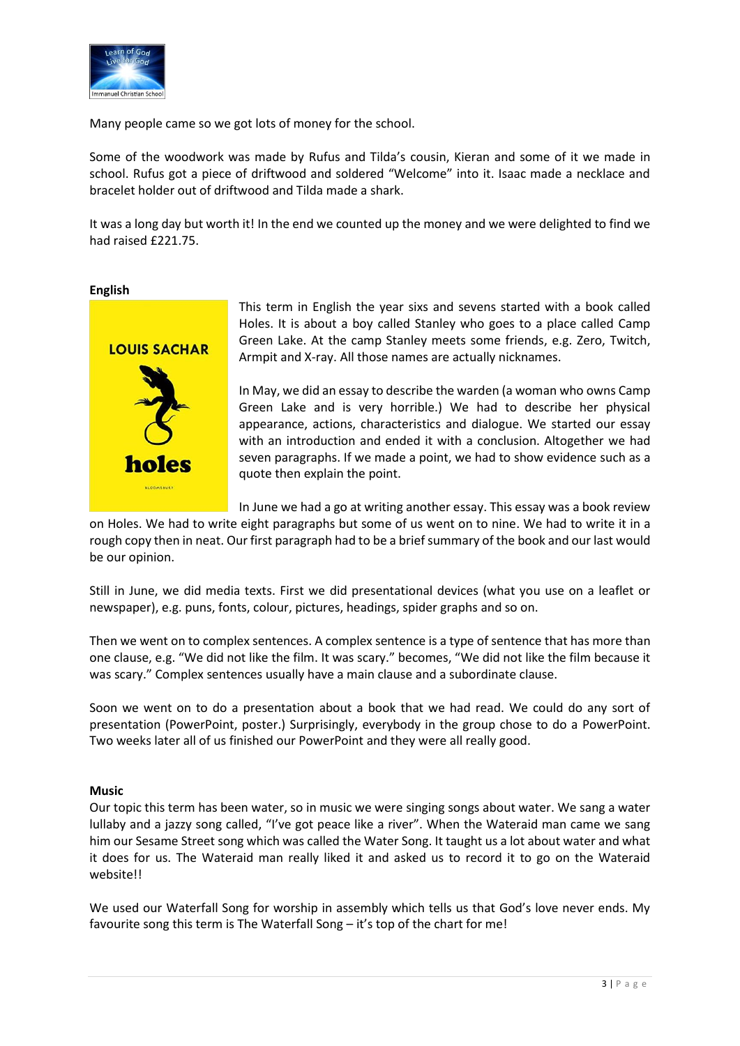Many people came so we got lots of money for the school.

Some of the woodwork was made by Rufus and Tilda's cousin, Kieran and some of it we made in school. Rufus got a piece of driftwood and soldered "Welcome" into it. Isaac made a necklace and bracelet holder out of driftwood and Tilda made a shark.

It was a long day but worth it! In the end we counted up the money and we were delighted to find we had raised £221.75.

**English**

This term in English the year sixs and sevens started with a book called Holes. It is about a boy called Stanley who goes to a place called Camp Green Lake. At the camp Stanley meets some friends, e.g. Zero, Twitch, Armpit and X-ray. All those names are actually nicknames.

In May, we did an essay to describe the warden (a woman who owns Camp Green Lake and is very horrible.) We had to describe her physical appearance, actions, characteristics and dialogue. We started our essay with an introduction and ended it with a conclusion. Altogether we had seven paragraphs. If we made a point, we had to show evidence such as a quote then explain the point.

In June we had a go at writing another essay. This essay was a book review on Holes. We had to write eight paragraphs but some of us went on to nine. We had to write it in a rough copy then in neat. Our first paragraph had to be a brief summary of the book and our last would be our opinion.

Still in June, we did media texts. First we did presentational devices (what you use on a leaflet or newspaper), e.g. puns, fonts, colour, pictures, headings, spider graphs and so on.

Then we went on to complex sentences. A complex sentence is a type of sentence that has more than one clause, e.g. "We did not like the film. It was scary." becomes, "We did not like the film because it was scary." Complex sentences usually have a main clause and a subordinate clause.

Soon we went on to do a presentation about a book that we had read. We could do any sort of presentation (PowerPoint, poster.) Surprisingly, everybody in the group chose to do a PowerPoint. Two weeks later all of us finished our PowerPoint and they were all really good.

**Music**

Our topic this term has been water, so in music we were singing songs about water. We sang a water lullaby and a jazzy song called, "I've got peace like a river". When the Wateraid man came we sang him our Sesame Street song which was called the Water Song. It taught us a lot about water and what it does for us. The Wateraid man really liked it and asked us to record it to go on the Wateraid website!!

We used our Waterfall Song for worship in assembly which tells us that God's love never ends. My favourite song this term is The Waterfall Song – it's top of the chart for me!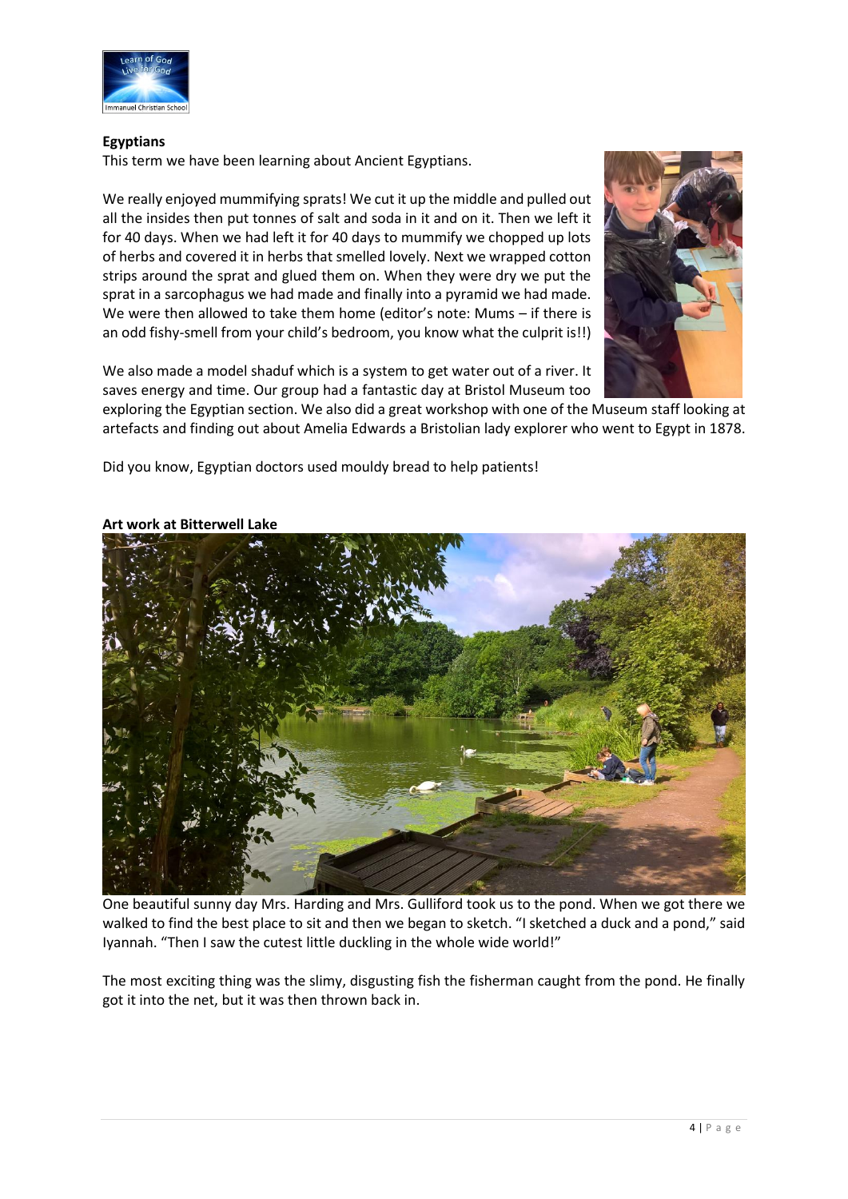**Egyptians**

This term we have been learning about Ancient Egyptians.

We really enjoyed mummifying sprats! We cut it up the middle and pulled out all the insides then put tonnes of salt and soda in it and on it. Then we left it for 40 days. When we had left it for 40 days to mummify we chopped up lots of herbs and covered it in herbs that smelled lovely. Next we wrapped cotton strips around the sprat and glued them on. When they were dry we put the sprat in a sarcophagus we had made and finally into a pyramid we had made. We were then allowed to take them home (editor's note: Mums – if there is an odd fishy-smell from your child's bedroom, you know what the culprit is!!)

We also made a model shaduf which is a system to get water out of a river. It saves energy and time. Our group had a fantastic day at Bristol Museum too exploring the Egyptian section. We also did a great workshop with one of the Museum staff looking at artefacts and finding out about Amelia Edwards a Bristolian lady explorer who went to Egypt in 1878.

Did you know, Egyptian doctors used mouldy bread to help patients!

**Art work at Bitterwell Lake**

One beautiful sunny day Mrs. Harding and Mrs. Gulliford took us to the pond. When we got there we walked to find the best place to sit and then we began to sketch. "I sketched a duck and a pond," said Iyannah. "Then I saw the cutest little duckling in the whole wide world!"

The most exciting thing was the slimy, disgusting fish the fisherman caught from the pond. He finally got it into the net, but it was then thrown back in.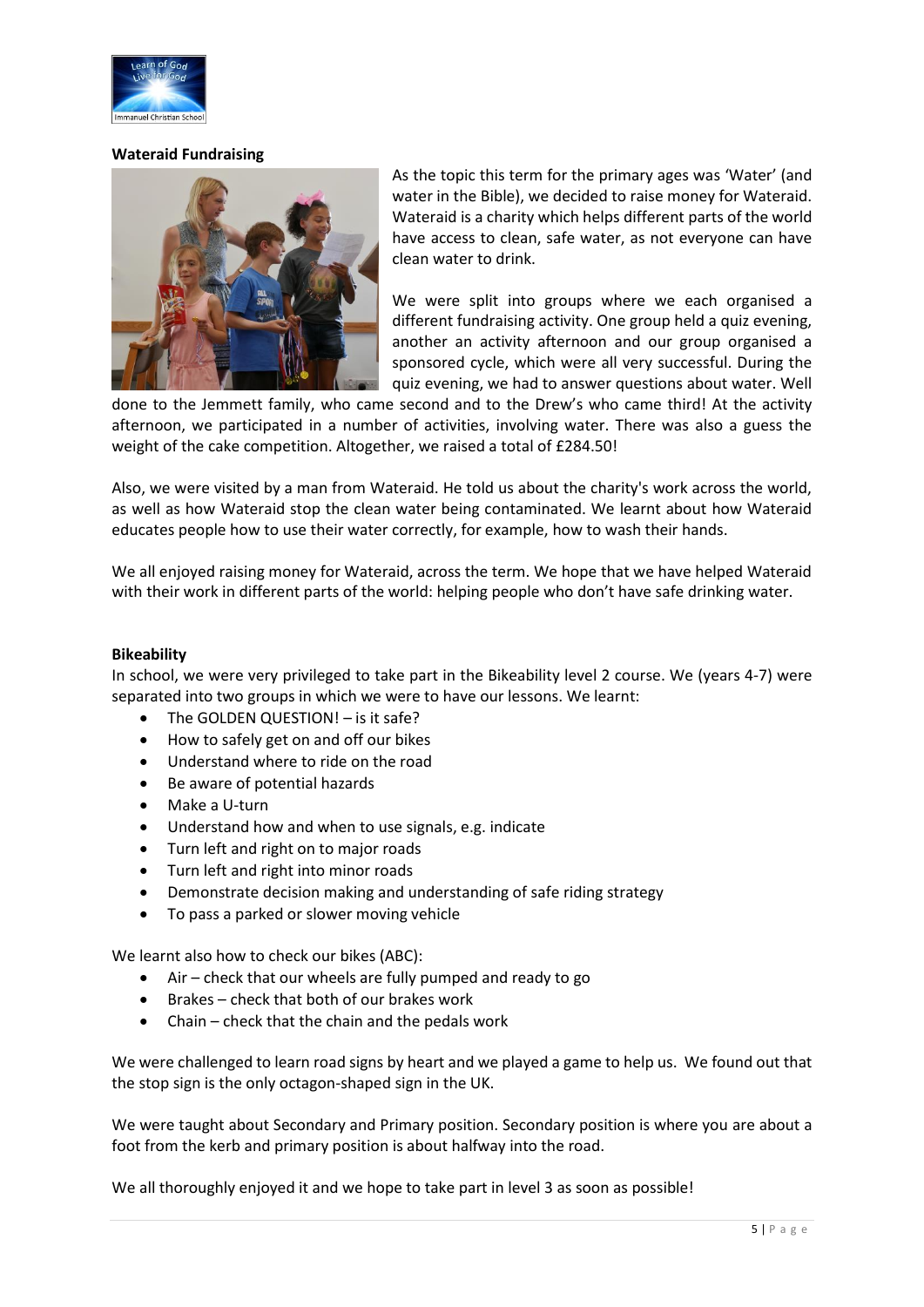**Wateraid Fundraising**

As the topic this term for the primary ages was 'Water' (and water in the Bible), we decided to raise money for Wateraid. Wateraid is a charity which helps different parts of the world have access to clean, safe water, as not everyone can have clean water to drink.

We were split into groups where we each organised a different fundraising activity. One group held a quiz evening, another an activity afternoon and our group organised a sponsored cycle, which were all very successful. During the quiz evening, we had to answer questions about water. Well done to the Jemmett family, who came second and to the Drew's who came third! At the activity afternoon, we participated in a number of activities, involving water. There was also a guess the weight of the cake competition. Altogether, we raised a total of £284.50!

Also, we were visited by a man from Wateraid. He told us about the charity's work across the world, as well as how Wateraid stop the clean water being contaminated. We learnt about how Wateraid educates people how to use their water correctly, for example, how to wash their hands.

We all enjoyed raising money for Wateraid, across the term. We hope that we have helped Wateraid with their work in different parts of the world: helping people who don't have safe drinking water.

**Bikeability**

In school, we were very privileged to take part in the Bikeability level 2 course. We (years 4-7) were separated into two groups in which we were to have our lessons. We learnt:

- The GOLDEN QUESTION! – is it safe?
- How to safely get on and off our bikes
- Understand where to ride on the road
- Be aware of potential hazards
- Make a U-turn
- Understand how and when to use signals, e.g. indicate
- Turn left and right on to major roads
- Turn left and right into minor roads
- Demonstrate decision making and understanding of safe riding strategy
- To pass a parked or slower moving vehicle

We learnt also how to check our bikes (ABC):

- Air – check that our wheels are fully pumped and ready to go
- Brakes – check that both of our brakes work
- Chain – check that the chain and the pedals work

We were challenged to learn road signs by heart and we played a game to help us. We found out that the stop sign is the only octagon-shaped sign in the UK.

We were taught about Secondary and Primary position. Secondary position is where you are about a foot from the kerb and primary position is about halfway into the road.

We all thoroughly enjoyed it and we hope to take part in level 3 as soon as possible!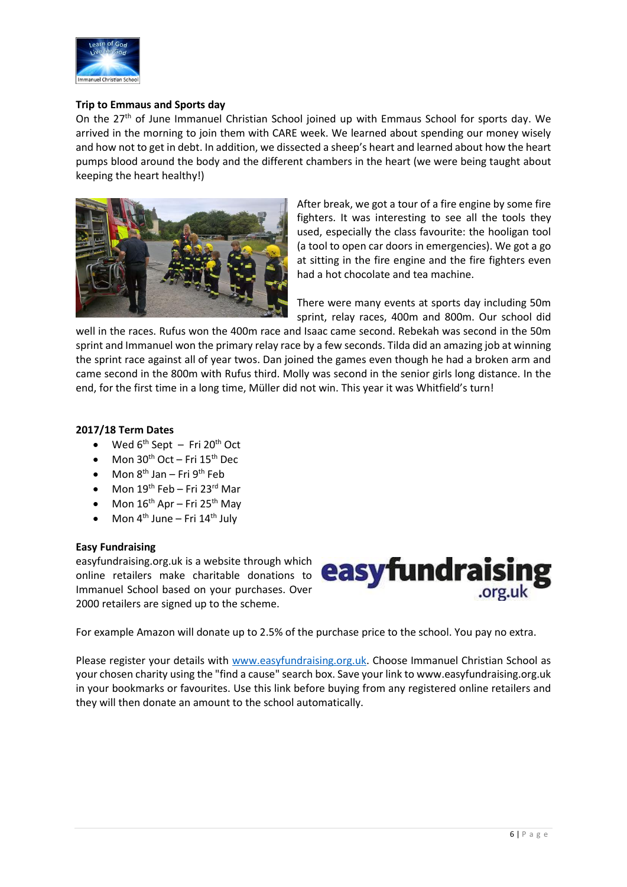### Trip to Emmaus and Sports day

On the 27th of June Immanuel Christian School joined up with Emmaus School for sports day. We arrived in the morning to join them with CARE week. We learned about spending our money wisely and how not to get in debt. In addition, we dissected a sheep's heart and learned about how the heart pumps blood around the body and the different chambers in the heart (we were being taught about keeping the heart healthy!)

After break, we got a tour of a fire engine by some fire fighters. It was interesting to see all the tools they used, especially the class favourite: the hooligan tool (a tool to open car doors in emergencies). We got a go at sitting in the fire engine and the fire fighters even had a hot chocolate and tea machine.

There were many events at sports day including 50m sprint, relay races, 400m and 800m. Our school did well in the races. Rufus won the 400m race and Isaac came second. Rebekah was second in the 50m sprint and Immanuel won the primary relay race by a few seconds. Tilda did an amazing job at winning the sprint race against all of year twos. Dan joined the games even though he had a broken arm and came second in the 800m with Rufus third. Molly was second in the senior girls long distance. In the end, for the first time in a long time, Müller did not win. This year it was Whitfield's turn!

### 2017/18 Term Dates

- Wed 6th Sept – Fri 20th Oct
- Mon 30th Oct – Fri 15th Dec
- Mon 8th Jan – Fri 9th Feb
- Mon 19th Feb – Fri 23rd Mar
- Mon 16th Apr – Fri 25th May
- Mon 4th June – Fri 14th July

### Easy Fundraising

easyfundraising.org.uk is a website through which online retailers make charitable donations to Immanuel School based on your purchases. Over 2000 retailers are signed up to the scheme.

For example Amazon will donate up to 2.5% of the purchase price to the school. You pay no extra.

Please register your details with www.easyfundraising.org.uk. Choose Immanuel Christian School as your chosen charity using the "find a cause" search box. Save your link to www.easyfundraising.org.uk in your bookmarks or favourites. Use this link before buying from any registered online retailers and they will then donate an amount to the school automatically.